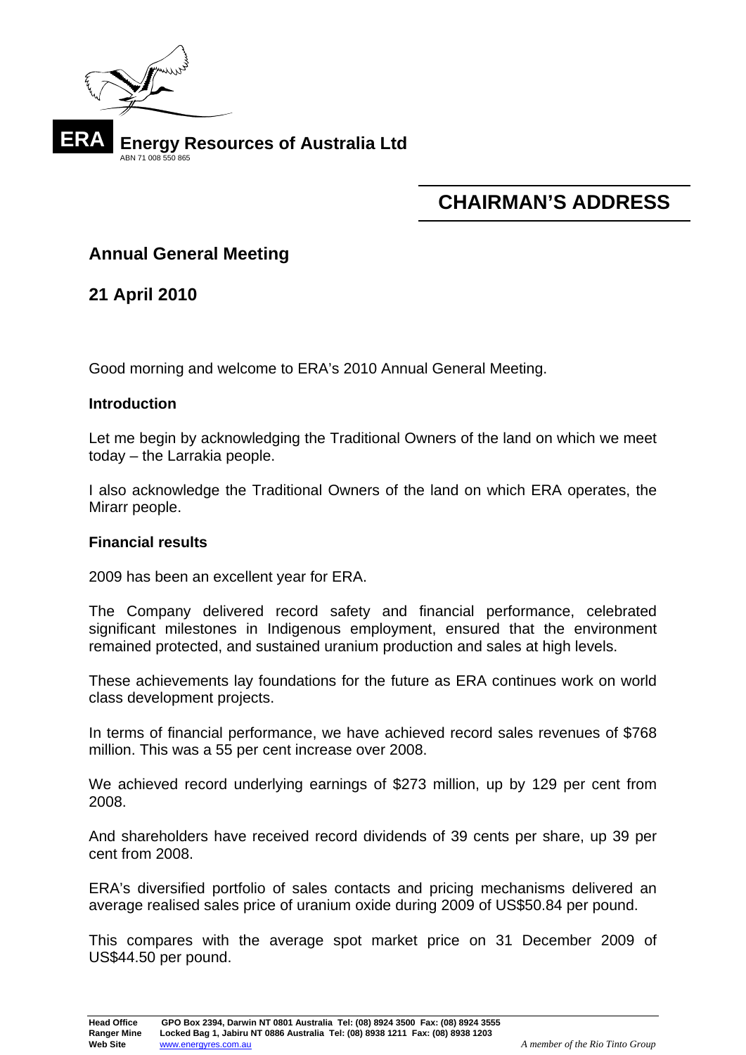**ERA** **Energy Resources of Australia Ltd**
ABN 71 008 550 865

# CHAIRMAN'S ADDRESS

## Annual General Meeting

## 21 April 2010

Good morning and welcome to ERA's 2010 Annual General Meeting.

**Introduction**

Let me begin by acknowledging the Traditional Owners of the land on which we meet today – the Larrakia people.

I also acknowledge the Traditional Owners of the land on which ERA operates, the Mirarr people.

**Financial results**

2009 has been an excellent year for ERA.

The Company delivered record safety and financial performance, celebrated significant milestones in Indigenous employment, ensured that the environment remained protected, and sustained uranium production and sales at high levels.

These achievements lay foundations for the future as ERA continues work on world class development projects.

In terms of financial performance, we have achieved record sales revenues of $768 million. This was a 55 per cent increase over 2008.

We achieved record underlying earnings of $273 million, up by 129 per cent from 2008.

And shareholders have received record dividends of 39 cents per share, up 39 per cent from 2008.

ERA's diversified portfolio of sales contacts and pricing mechanisms delivered an average realised sales price of uranium oxide during 2009 of US$50.84 per pound.

This compares with the average spot market price on 31 December 2009 of US$44.50 per pound.

**Head Office** GPO Box 2394, Darwin NT 0801 Australia Tel: (08) 8924 3500 Fax: (08) 8924 3555
**Ranger Mine** Locked Bag 1, Jabiru NT 0886 Australia Tel: (08) 8938 1211 Fax: (08) 8938 1203
**Web Site** www.energyres.com.au *A member of the Rio Tinto Group*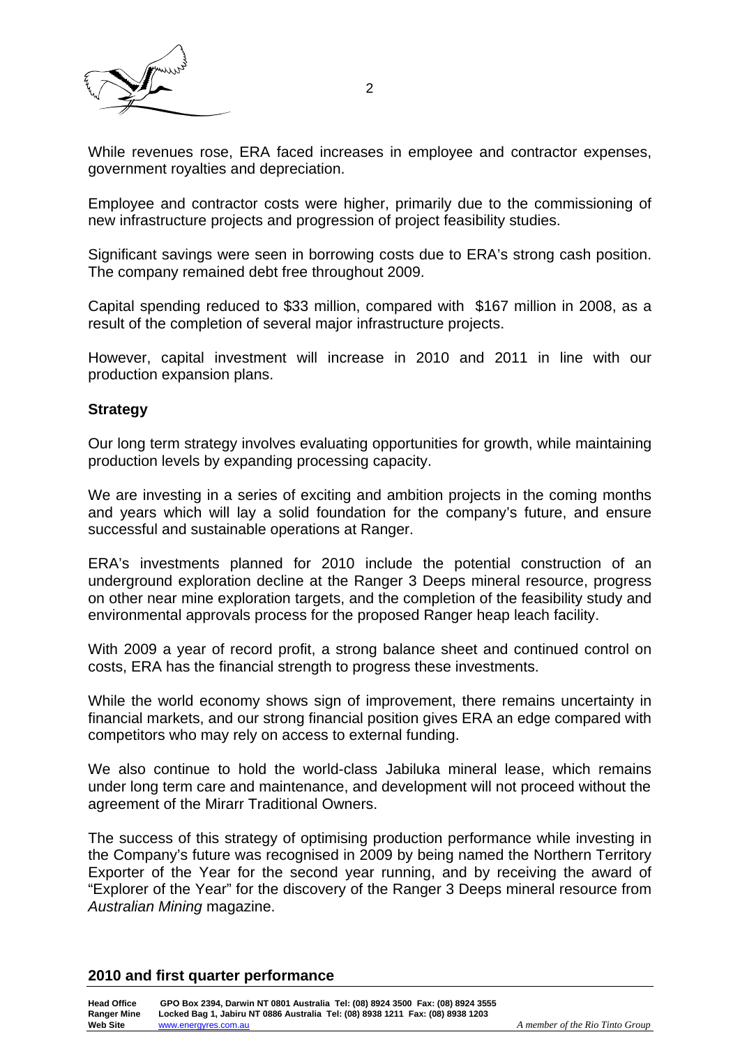While revenues rose, ERA faced increases in employee and contractor expenses, government royalties and depreciation.

Employee and contractor costs were higher, primarily due to the commissioning of new infrastructure projects and progression of project feasibility studies.

Significant savings were seen in borrowing costs due to ERA's strong cash position. The company remained debt free throughout 2009.

Capital spending reduced to $33 million, compared with $167 million in 2008, as a result of the completion of several major infrastructure projects.

However, capital investment will increase in 2010 and 2011 in line with our production expansion plans.

**Strategy**

Our long term strategy involves evaluating opportunities for growth, while maintaining production levels by expanding processing capacity.

We are investing in a series of exciting and ambition projects in the coming months and years which will lay a solid foundation for the company's future, and ensure successful and sustainable operations at Ranger.

ERA's investments planned for 2010 include the potential construction of an underground exploration decline at the Ranger 3 Deeps mineral resource, progress on other near mine exploration targets, and the completion of the feasibility study and environmental approvals process for the proposed Ranger heap leach facility.

With 2009 a year of record profit, a strong balance sheet and continued control on costs, ERA has the financial strength to progress these investments.

While the world economy shows sign of improvement, there remains uncertainty in financial markets, and our strong financial position gives ERA an edge compared with competitors who may rely on access to external funding.

We also continue to hold the world-class Jabiluka mineral lease, which remains under long term care and maintenance, and development will not proceed without the agreement of the Mirarr Traditional Owners.

The success of this strategy of optimising production performance while investing in the Company's future was recognised in 2009 by being named the Northern Territory Exporter of the Year for the second year running, and by receiving the award of "Explorer of the Year" for the discovery of the Ranger 3 Deeps mineral resource from *Australian Mining* magazine.

**2010 and first quarter performance**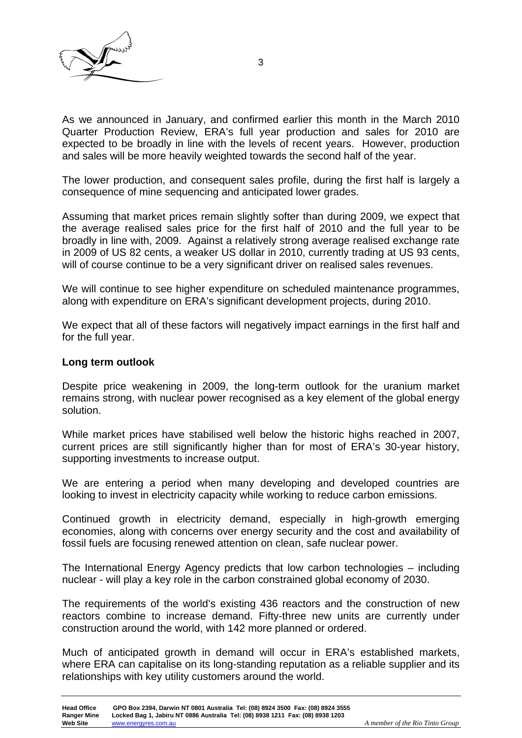As we announced in January, and confirmed earlier this month in the March 2010 Quarter Production Review, ERA's full year production and sales for 2010 are expected to be broadly in line with the levels of recent years. However, production and sales will be more heavily weighted towards the second half of the year.

The lower production, and consequent sales profile, during the first half is largely a consequence of mine sequencing and anticipated lower grades.

Assuming that market prices remain slightly softer than during 2009, we expect that the average realised sales price for the first half of 2010 and the full year to be broadly in line with, 2009. Against a relatively strong average realised exchange rate in 2009 of US 82 cents, a weaker US dollar in 2010, currently trading at US 93 cents, will of course continue to be a very significant driver on realised sales revenues.

We will continue to see higher expenditure on scheduled maintenance programmes, along with expenditure on ERA's significant development projects, during 2010.

We expect that all of these factors will negatively impact earnings in the first half and for the full year.

**Long term outlook**

Despite price weakening in 2009, the long-term outlook for the uranium market remains strong, with nuclear power recognised as a key element of the global energy solution.

While market prices have stabilised well below the historic highs reached in 2007, current prices are still significantly higher than for most of ERA's 30-year history, supporting investments to increase output.

We are entering a period when many developing and developed countries are looking to invest in electricity capacity while working to reduce carbon emissions.

Continued growth in electricity demand, especially in high-growth emerging economies, along with concerns over energy security and the cost and availability of fossil fuels are focusing renewed attention on clean, safe nuclear power.

The International Energy Agency predicts that low carbon technologies – including nuclear - will play a key role in the carbon constrained global economy of 2030.

The requirements of the world's existing 436 reactors and the construction of new reactors combine to increase demand. Fifty-three new units are currently under construction around the world, with 142 more planned or ordered.

Much of anticipated growth in demand will occur in ERA's established markets, where ERA can capitalise on its long-standing reputation as a reliable supplier and its relationships with key utility customers around the world.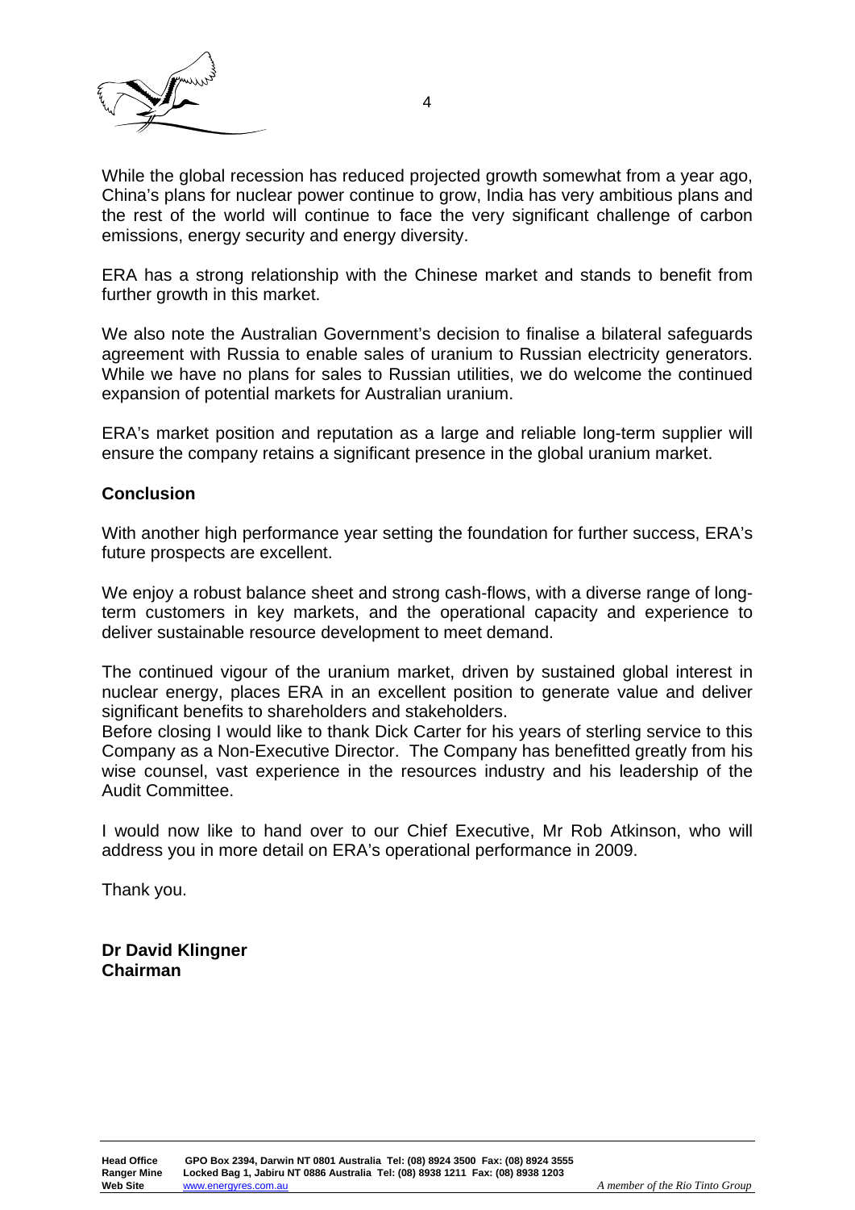While the global recession has reduced projected growth somewhat from a year ago, China's plans for nuclear power continue to grow, India has very ambitious plans and the rest of the world will continue to face the very significant challenge of carbon emissions, energy security and energy diversity.

ERA has a strong relationship with the Chinese market and stands to benefit from further growth in this market.

We also note the Australian Government's decision to finalise a bilateral safeguards agreement with Russia to enable sales of uranium to Russian electricity generators. While we have no plans for sales to Russian utilities, we do welcome the continued expansion of potential markets for Australian uranium.

ERA's market position and reputation as a large and reliable long-term supplier will ensure the company retains a significant presence in the global uranium market.

**Conclusion**

With another high performance year setting the foundation for further success, ERA's future prospects are excellent.

We enjoy a robust balance sheet and strong cash-flows, with a diverse range of long-term customers in key markets, and the operational capacity and experience to deliver sustainable resource development to meet demand.

The continued vigour of the uranium market, driven by sustained global interest in nuclear energy, places ERA in an excellent position to generate value and deliver significant benefits to shareholders and stakeholders.
Before closing I would like to thank Dick Carter for his years of sterling service to this Company as a Non-Executive Director. The Company has benefitted greatly from his wise counsel, vast experience in the resources industry and his leadership of the Audit Committee.

I would now like to hand over to our Chief Executive, Mr Rob Atkinson, who will address you in more detail on ERA's operational performance in 2009.

Thank you.

**Dr David Klingner**
**Chairman**

**Head Office** GPO Box 2394, Darwin NT 0801 Australia Tel: (08) 8924 3500 Fax: (08) 8924 3555
**Ranger Mine** Locked Bag 1, Jabiru NT 0886 Australia Tel: (08) 8938 1211 Fax: (08) 8938 1203
**Web Site** www.energyres.com.au *A member of the Rio Tinto Group*